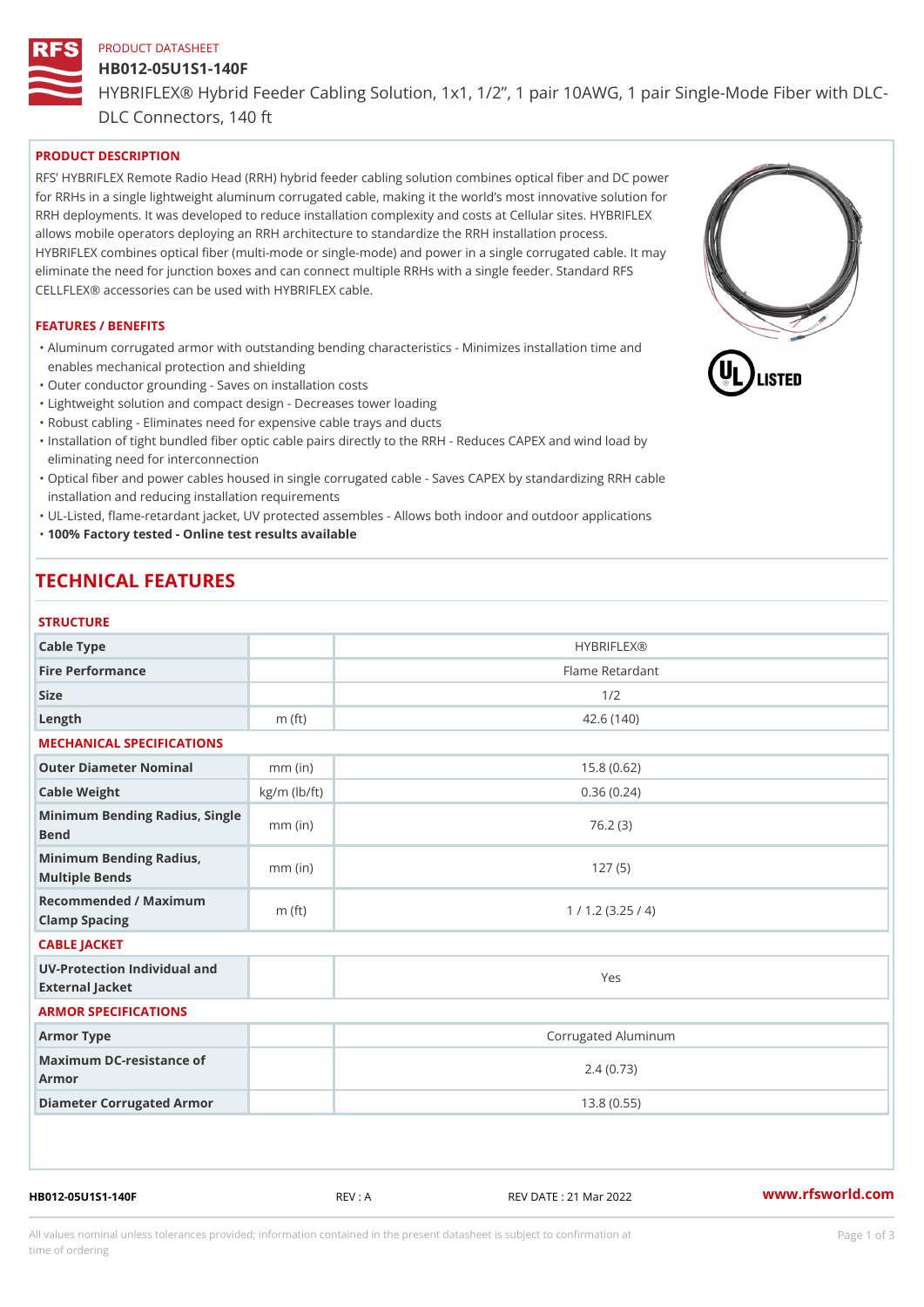PRODUCT DATASHEET

# HB012-05U1S1-140F

HYBRIFLEX® Hybrid Feeder Cabling Solution, 1x1, 1/2", 1 pair 10AWG, 1 pair Single-Mode Fiber with DLC-DLC Connectors, 140 ft

## PRODUCT DESCRIPTION

RFS' HYBRIFLEX Remote Radio Head (RRH) hybrid feeder cabling solution combines optical fiber and DC power for RRHs in a single lightweight aluminum corrugated cable, making it the world's most innovative solution for RRH deployments. It was developed to reduce installation complexity and costs at Cellular sites. HYBRIFLEX allows mobile operators deploying an RRH architecture to standardize the RRH installation process. HYBRIFLEX combines optical fiber (multi-mode or single-mode) and power in a single corrugated cable. It may eliminate the need for junction boxes and can connect multiple RRHs with a single feeder. Standard RFS CELLFLEX® accessories can be used with HYBRIFLEX cable.

## FEATURES / BENEFITS

- Aluminum corrugated armor with outstanding bending characteristics - Minimizes installation time and enables mechanical protection and shielding
- Outer conductor grounding - Saves on installation costs
- Lightweight solution and compact design - Decreases tower loading
- Robust cabling - Eliminates need for expensive cable trays and ducts
- Installation of tight bundled fiber optic cable pairs directly to the RRH - Reduces CAPEX and wind load by eliminating need for interconnection
- Optical fiber and power cables housed in single corrugated cable - Saves CAPEX by standardizing RRH cable installation and reducing installation requirements
- UL-Listed, flame-retardant jacket, UV protected assembles - Allows both indoor and outdoor applications
- **100% Factory tested - Online test results available**

# TECHNICAL FEATURES

### STRUCTURE

| | | |
|---|---|---|
| **Cable Type** | | HYBRIFLEX® |
| **Fire Performance** | | Flame Retardant |
| **Size** | | 1/2 |
| **Length** | m (ft) | 42.6 (140) |

### MECHANICAL SPECIFICATIONS

| | | |
|---|---|---|
| **Outer Diameter Nominal** | mm (in) | 15.8 (0.62) |
| **Cable Weight** | kg/m (lb/ft) | 0.36 (0.24) |
| **Minimum Bending Radius, Single Bend** | mm (in) | 76.2 (3) |
| **Minimum Bending Radius, Multiple Bends** | mm (in) | 127 (5) |
| **Recommended / Maximum Clamp Spacing** | m (ft) | 1 / 1.2 (3.25 / 4) |

### CABLE JACKET

| | | |
|---|---|---|
| **UV-Protection Individual and External Jacket** | | Yes |

### ARMOR SPECIFICATIONS

| | | |
|---|---|---|
| **Armor Type** | | Corrugated Aluminum |
| **Maximum DC-resistance of Armor** | | 2.4 (0.73) |
| **Diameter Corrugated Armor** | | 13.8 (0.55) |

HB012-05U1S1-140F REV : A REV DATE : 21 Mar 2022 www.rfsworld.com

All values nominal unless tolerances provided; information contained in the present datasheet is subject to confirmation at time of ordering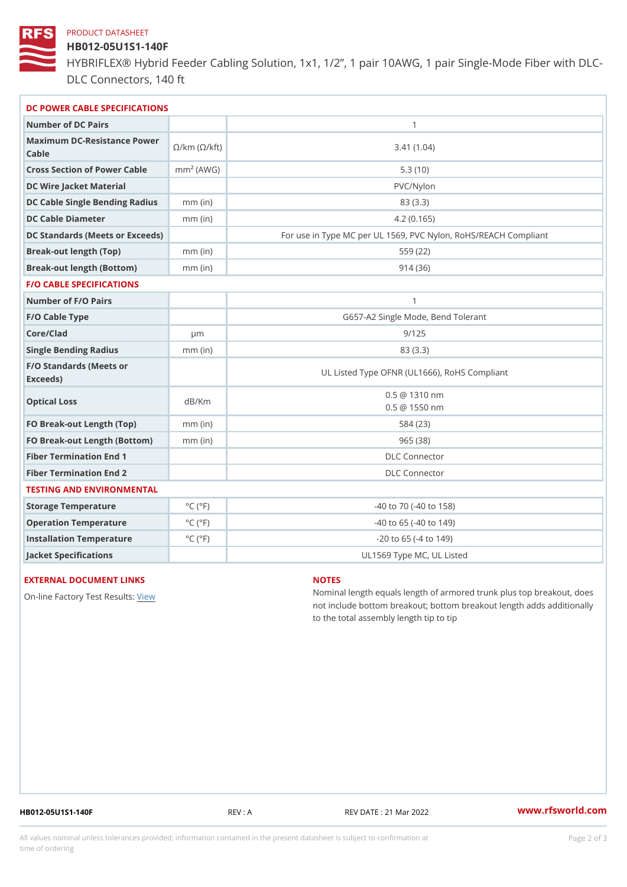PRODUCT DATASHEET

# HB012-05U1S1-140F

HYBRIFLEX® Hybrid Feeder Cabling Solution, 1x1, 1/2”, 1 pair 10AWG, 1 pair Single-Mode Fiber with DLC-DLC Connectors, 140 ft

## DC POWER CABLE SPECIFICATIONS

| | | |
|---|---|---|
| Number of DC Pairs | | 1 |
| Maximum DC-Resistance Power Cable | Ω/km (Ω/kft) | 3.41 (1.04) |
| Cross Section of Power Cable | $mm^2$ (AWG) | 5.3 (10) |
| DC Wire Jacket Material | | PVC/Nylon |
| DC Cable Single Bending Radius | mm (in) | 83 (3.3) |
| DC Cable Diameter | mm (in) | 4.2 (0.165) |
| DC Standards (Meets or Exceeds) | | For use in Type MC per UL 1569, PVC Nylon, RoHS/REACH Compliant |
| Break-out length (Top) | mm (in) | 559 (22) |
| Break-out length (Bottom) | mm (in) | 914 (36) |

## F/O CABLE SPECIFICATIONS

| | | |
|---|---|---|
| Number of F/O Pairs | | 1 |
| F/O Cable Type | | G657-A2 Single Mode, Bend Tolerant |
| Core/Clad | μm | 9/125 |
| Single Bending Radius | mm (in) | 83 (3.3) |
| F/O Standards (Meets or Exceeds) | | UL Listed Type OFNR (UL1666), RoHS Compliant |
| Optical Loss | dB/Km | 0.5 @ 1310 nm<br>0.5 @ 1550 nm |
| FO Break-out Length (Top) | mm (in) | 584 (23) |
| FO Break-out Length (Bottom) | mm (in) | 965 (38) |
| Fiber Termination End 1 | | DLC Connector |
| Fiber Termination End 2 | | DLC Connector |

## TESTING AND ENVIRONMENTAL

| | | |
|---|---|---|
| Storage Temperature | °C (°F) | -40 to 70 (-40 to 158) |
| Operation Temperature | °C (°F) | -40 to 65 (-40 to 149) |
| Installation Temperature | °C (°F) | -20 to 65 (-4 to 149) |
| Jacket Specifications | | UL1569 Type MC, UL Listed |

## EXTERNAL DOCUMENT LINKS

On-line Factory Test Results: View

## NOTES

Nominal length equals length of armored trunk plus top breakout, does not include bottom breakout; bottom breakout length adds additionally to the total assembly length tip to tip

HB012-05U1S1-140F REV : A REV DATE : 21 Mar 2022 www.rfsworld.com

All values nominal unless tolerances provided; information contained in the present datasheet is subject to confirmation at time of ordering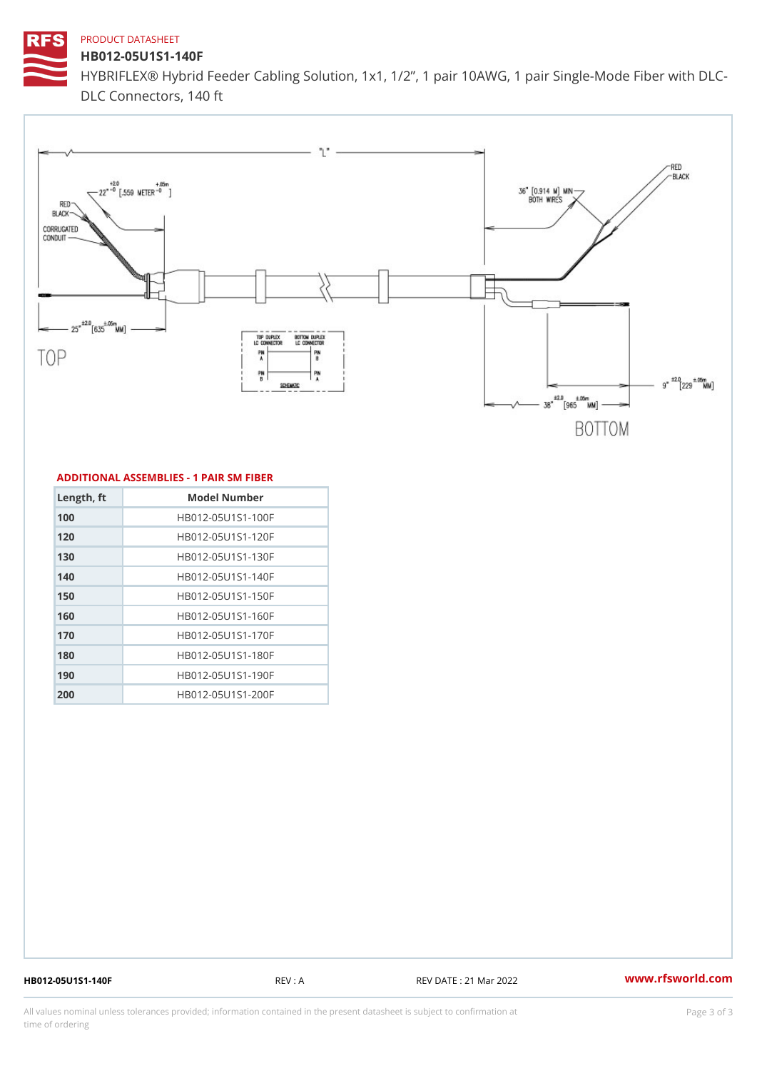PRODUCT DATASHEET

# HB012-05U1S1-140F

HYBRIFLEX® Hybrid Feeder Cabling Solution, 1x1, 1/2”, 1 pair 10AWG, 1 pair Single-Mode Fiber with DLC-DLC Connectors, 140 ft

"L"

RED
BLACK

22" +2.0 −0 [.559 METER +.05m −0 ]

RED
BLACK

CORRUGATED
CONDUIT

36" [0.914 M] MIN
BOTH WIRES

25" ±2.0 [635 ±.05m MM]

TOP

TOP DUPLEX LC CONNECTOR

BOTTOM DUPLEX LC CONNECTOR

PIN A

PIN B

PIN B

PIN A

SCHEMATIC

9" ±2.0 [229 ±.05m MM]

38" ±2.0 [965 ±.05m MM]

BOTTOM

## ADDITIONAL ASSEMBLIES - 1 PAIR SM FIBER

| Length, ft | Model Number |
|---|---|
| 100 | HB012-05U1S1-100F |
| 120 | HB012-05U1S1-120F |
| 130 | HB012-05U1S1-130F |
| 140 | HB012-05U1S1-140F |
| 150 | HB012-05U1S1-150F |
| 160 | HB012-05U1S1-160F |
| 170 | HB012-05U1S1-170F |
| 180 | HB012-05U1S1-180F |
| 190 | HB012-05U1S1-190F |
| 200 | HB012-05U1S1-200F |

HB012-05U1S1-140F REV : A REV DATE : 21 Mar 2022 www.rfsworld.com

All values nominal unless tolerances provided; information contained in the present datasheet is subject to confirmation at time of ordering